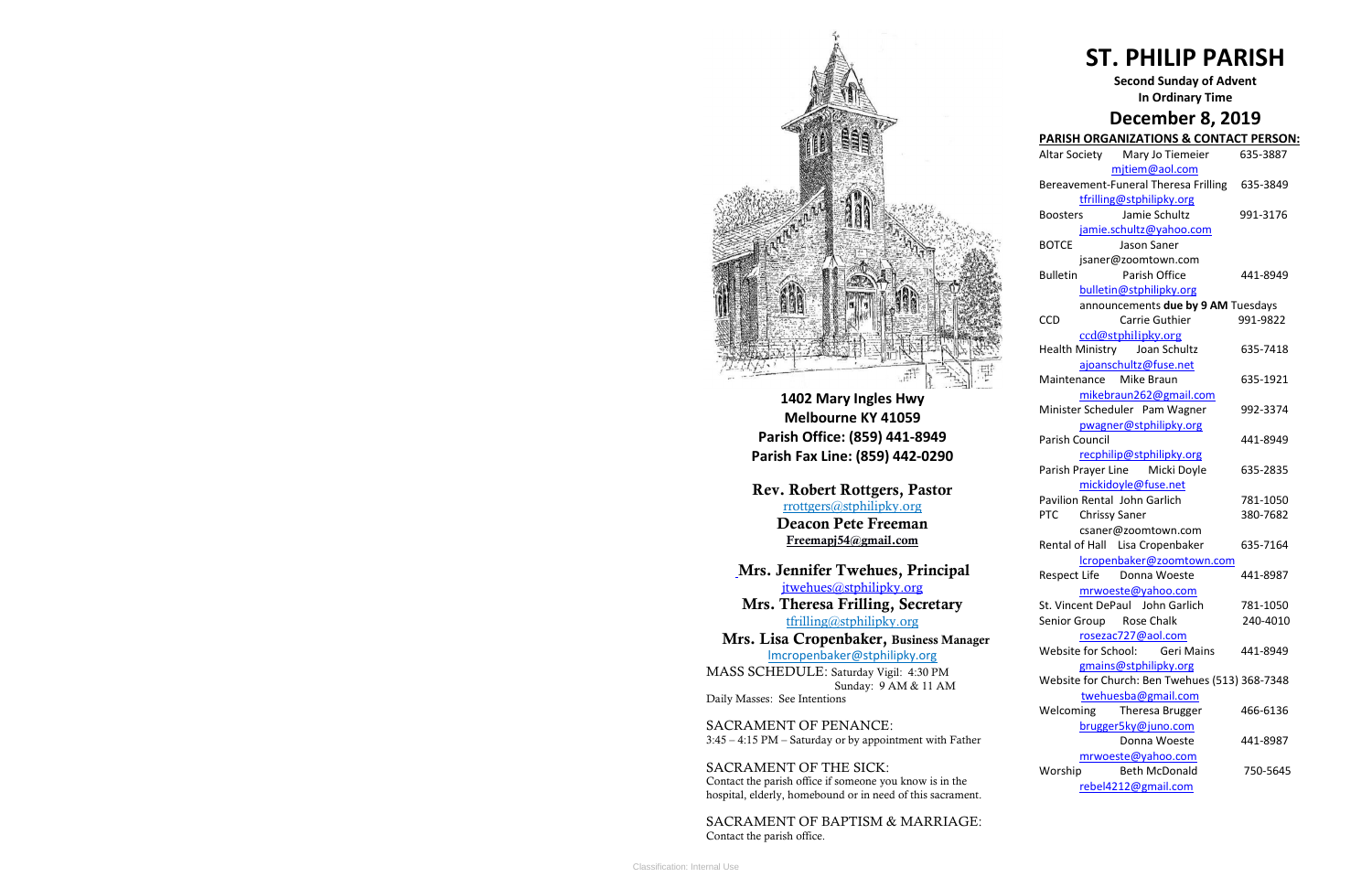**1402 Mary Ingles Hwy**
**Melbourne KY 41059**
**Parish Office: (859) 441-8949**
**Parish Fax Line: (859) 442-0290**

**Rev. Robert Rottgers, Pastor**
rrottgers@stphilipky.org
**Deacon Pete Freeman**
**Freemapj54@gmail.com**

**Mrs. Jennifer Twehues, Principal**
jtwehues@stphilipky.org
**Mrs. Theresa Frilling, Secretary**
tfrilling@stphilipky.org
**Mrs. Lisa Cropenbaker, Business Manager**
lmcropenbaker@stphilipky.org

MASS SCHEDULE: Saturday Vigil: 4:30 PM
Sunday: 9 AM & 11 AM
Daily Masses: See Intentions

SACRAMENT OF PENANCE:
3:45 – 4:15 PM – Saturday or by appointment with Father

SACRAMENT OF THE SICK:
Contact the parish office if someone you know is in the hospital, elderly, homebound or in need of this sacrament.

SACRAMENT OF BAPTISM & MARRIAGE:
Contact the parish office.

# ST. PHILIP PARISH

**Second Sunday of Advent**
**In Ordinary Time**

## December 8, 2019

**PARISH ORGANIZATIONS & CONTACT PERSON:**

| Organization | Contact | Phone |
|---|---|---|
| Altar Society | Mary Jo Tiemeier mjtiem@aol.com | 635-3887 |
| Bereavement-Funeral | Theresa Frilling tfrilling@stphilipky.org | 635-3849 |
| Boosters | Jamie Schultz jamie.schultz@yahoo.com | 991-3176 |
| BOTCE | Jason Saner jsaner@zoomtown.com | |
| Bulletin | Parish Office bulletin@stphilipky.org announcements **due by 9 AM** Tuesdays | 441-8949 |
| CCD | Carrie Guthier ccd@stphilipky.org | 991-9822 |
| Health Ministry | Joan Schultz ajoanschultz@fuse.net | 635-7418 |
| Maintenance | Mike Braun mikebraun262@gmail.com | 635-1921 |
| Minister Scheduler | Pam Wagner pwagner@stphilipky.org | 992-3374 |
| Parish Council | recphilip@stphilipky.org | 441-8949 |
| Parish Prayer Line | Micki Doyle mickidoyle@fuse.net | 635-2835 |
| Pavilion Rental | John Garlich | 781-1050 |
| PTC | Chrissy Saner csaner@zoomtown.com | 380-7682 |
| Rental of Hall | Lisa Cropenbaker lcropenbaker@zoomtown.com | 635-7164 |
| Respect Life | Donna Woeste mrwoeste@yahoo.com | 441-8987 |
| St. Vincent DePaul | John Garlich | 781-1050 |
| Senior Group | Rose Chalk rosezac727@aol.com | 240-4010 |
| Website for School: | Geri Mains gmains@stphilipky.org | 441-8949 |
| Website for Church: | Ben Twehues twehuesba@gmail.com | (513) 368-7348 |
| Welcoming | Theresa Brugger brugger5ky@juno.com | 466-6136 |
| | Donna Woeste mrwoeste@yahoo.com | 441-8987 |
| Worship | Beth McDonald rebel4212@gmail.com | 750-5645 |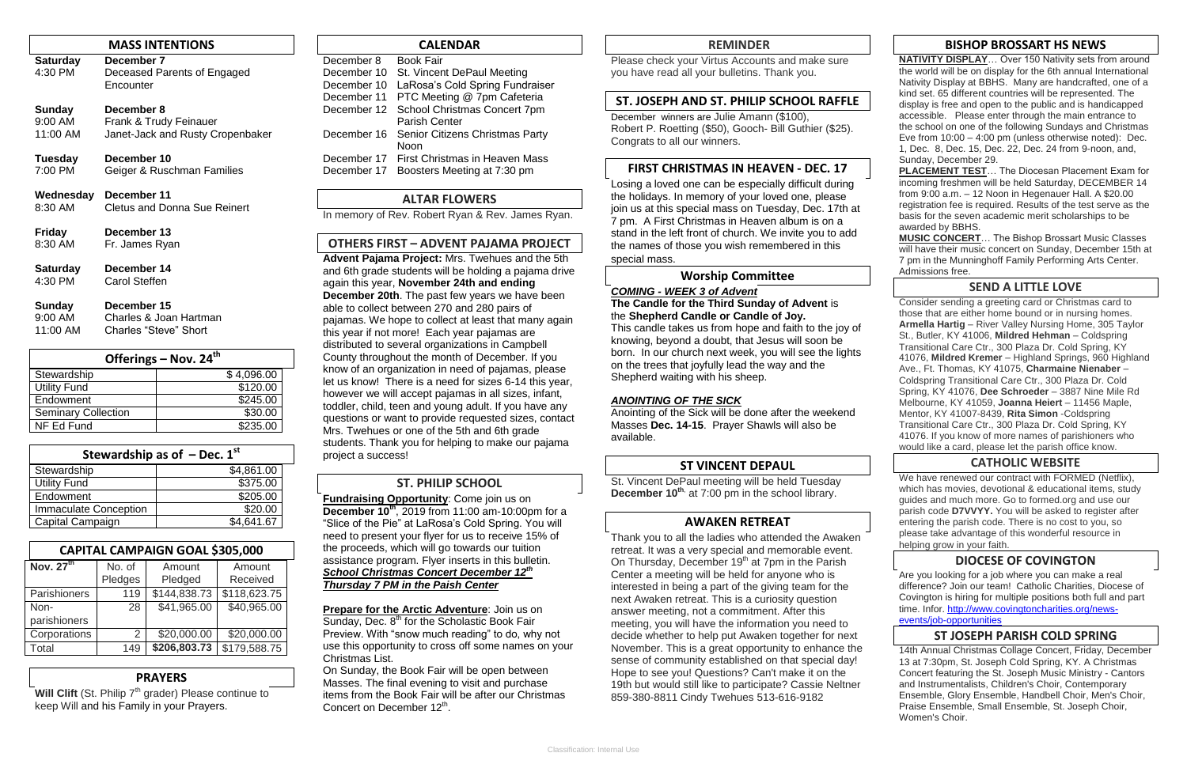## MASS INTENTIONS

| | | |
|---|---|---|
| **Saturday** 4:30 PM | **December 7** | Deceased Parents of Engaged Encounter |
| **Sunday** 9:00 AM 11:00 AM | **December 8** | Frank & Trudy Feinauer Janet-Jack and Rusty Cropenbaker |
| **Tuesday** 7:00 PM | **December 10** | Geiger & Ruschman Families |
| **Wednesday** 8:30 AM | **December 11** | Cletus and Donna Sue Reinert |
| **Friday** 8:30 AM | **December 13** | Fr. James Ryan |
| **Saturday** 4:30 PM | **December 14** | Carol Steffen |
| **Sunday** 9:00 AM 11:00 AM | **December 15** | Charles & Joan Hartman Charles "Steve" Short |

## Offerings – Nov. 24th

| | |
|---|---|
| Stewardship | $ 4,096.00 |
| Utility Fund | $120.00 |
| Endowment | $245.00 |
| Seminary Collection | $30.00 |
| NF Ed Fund | $235.00 |

## Stewardship as of – Dec. 1st

| | |
|---|---|
| Stewardship | $4,861.00 |
| Utility Fund | $375.00 |
| Endowment | $205.00 |
| Immaculate Conception | $20.00 |
| Capital Campaign | $4,641.67 |

## CAPITAL CAMPAIGN GOAL $305,000

| Nov. 27th | No. of Pledges | Amount Pledged | Amount Received |
|---|---|---|---|
| Parishioners | 119 | $144,838.73 | $118,623.75 |
| Non-parishioners | 28 | $41,965.00 | $40,965.00 |
| Corporations | 2 | $20,000.00 | $20,000.00 |
| Total | 149 | **$206,803.73** | $179,588.75 |

## PRAYERS

**Will Clift** (St. Philip 7th grader) Please continue to keep Will and his Family in your Prayers.

## CALENDAR

| | |
|---|---|
| December 8 | Book Fair |
| December 10 | St. Vincent DePaul Meeting |
| December 10 | LaRosa's Cold Spring Fundraiser |
| December 11 | PTC Meeting @ 7pm Cafeteria |
| December 12 | School Christmas Concert 7pm Parish Center |
| December 16 | Senior Citizens Christmas Party Noon |
| December 17 | First Christmas in Heaven Mass |
| December 17 | Boosters Meeting at 7:30 pm |

## ALTAR FLOWERS

In memory of Rev. Robert Ryan & Rev. James Ryan.

## OTHERS FIRST – ADVENT PAJAMA PROJECT

**Advent Pajama Project:** Mrs. Twehues and the 5th and 6th grade students will be holding a pajama drive again this year, **November 24th and ending December 20th**. The past few years we have been able to collect between 270 and 280 pairs of pajamas. We hope to collect at least that many again this year if not more! Each year pajamas are distributed to several organizations in Campbell County throughout the month of December. If you know of an organization in need of pajamas, please let us know! There is a need for sizes 6-14 this year, however we will accept pajamas in all sizes, infant, toddler, child, teen and young adult. If you have any questions or want to provide requested sizes, contact Mrs. Twehues or one of the 5th and 6th grade students. Thank you for helping to make our pajama project a success!

## ST. PHILIP SCHOOL

**Fundraising Opportunity**: Come join us on **December 10th**, 2019 from 11:00 am-10:00pm for a "Slice of the Pie" at LaRosa's Cold Spring. You will need to present your flyer for us to receive 15% of the proceeds, which will go towards our tuition assistance program. Flyer inserts in this bulletin.
***School Christmas Concert December 12th Thursday 7 PM in the Paish Center***

**Prepare for the Arctic Adventure**: Join us on Sunday, Dec. 8th for the Scholastic Book Fair Preview. With "snow much reading" to do, why not use this opportunity to cross off some names on your Christmas List.
On Sunday, the Book Fair will be open between Masses. The final evening to visit and purchase items from the Book Fair will be after our Christmas Concert on December 12th.

## REMINDER

Please check your Virtus Accounts and make sure you have read all your bulletins. Thank you.

## ST. JOSEPH AND ST. PHILIP SCHOOL RAFFLE

December winners are Julie Amann ($100), Robert P. Roetting ($50), Gooch- Bill Guthier ($25). Congrats to all our winners.

## FIRST CHRISTMAS IN HEAVEN - DEC. 17

Losing a loved one can be especially difficult during the holidays. In memory of your loved one, please join us at this special mass on Tuesday, Dec. 17th at 7 pm. A First Christmas in Heaven album is on a stand in the left front of church. We invite you to add the names of those you wish remembered in this special mass.

## Worship Committee

***COMING - WEEK 3 of Advent***
**The Candle for the Third Sunday of Advent** is the **Shepherd Candle or Candle of Joy.**
This candle takes us from hope and faith to the joy of knowing, beyond a doubt, that Jesus will soon be born. In our church next week, you will see the lights on the trees that joyfully lead the way and the Shepherd waiting with his sheep.

***ANOINTING OF THE SICK***
Anointing of the Sick will be done after the weekend Masses **Dec. 14-15**. Prayer Shawls will also be available.

## ST VINCENT DEPAUL

St. Vincent DePaul meeting will be held Tuesday **December 10th**, at 7:00 pm in the school library.

## AWAKEN RETREAT

Thank you to all the ladies who attended the Awaken retreat. It was a very special and memorable event. On Thursday, December 19th at 7pm in the Parish Center a meeting will be held for anyone who is interested in being a part of the giving team for the next Awaken retreat. This is a curiosity question answer meeting, not a commitment. After this meeting, you will have the information you need to decide whether to help put Awaken together for next November. This is a great opportunity to enhance the sense of community established on that special day! Hope to see you! Questions? Can't make it on the 19th but would still like to participate? Cassie Neltner 859-380-8811 Cindy Twehues 513-616-9182

## BISHOP BROSSART HS NEWS

**NATIVITY DISPLAY**… Over 150 Nativity sets from around the world will be on display for the 6th annual International Nativity Display at BBHS. Many are handcrafted, one of a kind set. 65 different countries will be represented. The display is free and open to the public and is handicapped accessible. Please enter through the main entrance to the school on one of the following Sundays and Christmas Eve from 10:00 – 4:00 pm (unless otherwise noted): Dec. 1, Dec. 8, Dec. 15, Dec. 22, Dec. 24 from 9-noon, and, Sunday, December 29.
**PLACEMENT TEST**… The Diocesan Placement Exam for incoming freshmen will be held Saturday, DECEMBER 14 from 9:00 a.m. – 12 Noon in Hegenauer Hall. A $20.00 registration fee is required. Results of the test serve as the basis for the seven academic merit scholarships to be awarded by BBHS.
**MUSIC CONCERT**… The Bishop Brossart Music Classes will have their music concert on Sunday, December 15th at 7 pm in the Munninghoff Family Performing Arts Center. Admissions free.

## SEND A LITTLE LOVE

Consider sending a greeting card or Christmas card to those that are either home bound or in nursing homes. **Armella Hartig** – River Valley Nursing Home, 305 Taylor St., Butler, KY 41006, **Mildred Hehman** – Coldspring Transitional Care Ctr., 300 Plaza Dr. Cold Spring, KY 41076, **Mildred Kremer** – Highland Springs, 960 Highland Ave., Ft. Thomas, KY 41075, **Charmaine Nienaber** – Coldspring Transitional Care Ctr., 300 Plaza Dr. Cold Spring, KY 41076, **Dee Schroeder** – 3887 Nine Mile Rd Melbourne, KY 41059, **Joanna Heiert** – 11456 Maple, Mentor, KY 41007-8439, **Rita Simon** -Coldspring Transitional Care Ctr., 300 Plaza Dr. Cold Spring, KY 41076. If you know of more names of parishioners who would like a card, please let the parish office know.

## CATHOLIC WEBSITE

We have renewed our contract with FORMED (Netflix), which has movies, devotional & educational items, study guides and much more. Go to formed.org and use our parish code **D7VVYY.** You will be asked to register after entering the parish code. There is no cost to you, so please take advantage of this wonderful resource in helping grow in your faith.

## DIOCESE OF COVINGTON

Are you looking for a job where you can make a real difference? Join our team! Catholic Charities, Diocese of Covington is hiring for multiple positions both full and part time. Infor. http://www.covingtoncharities.org/news-events/job-opportunities

## ST JOSEPH PARISH COLD SPRING

14th Annual Christmas Collage Concert, Friday, December 13 at 7:30pm, St. Joseph Cold Spring, KY. A Christmas Concert featuring the St. Joseph Music Ministry - Cantors and Instrumentalists, Children's Choir, Contemporary Ensemble, Glory Ensemble, Handbell Choir, Men's Choir, Praise Ensemble, Small Ensemble, St. Joseph Choir, Women's Choir.